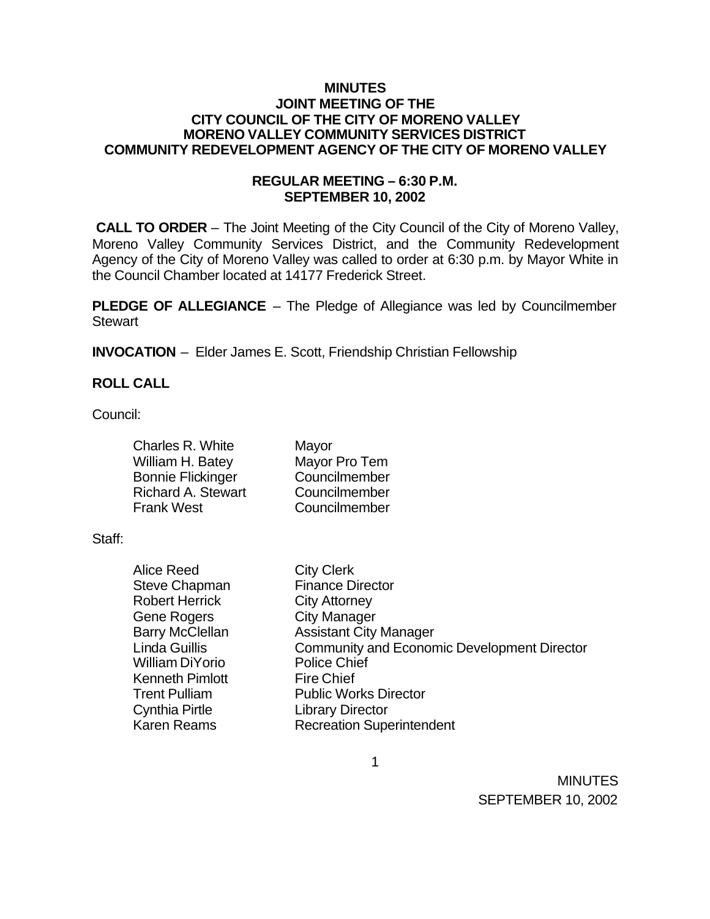# MINUTES
## JOINT MEETING OF THE
## CITY COUNCIL OF THE CITY OF MORENO VALLEY
## MORENO VALLEY COMMUNITY SERVICES DISTRICT
## COMMUNITY REDEVELOPMENT AGENCY OF THE CITY OF MORENO VALLEY

### REGULAR MEETING – 6:30 P.M.
### SEPTEMBER 10, 2002

**CALL TO ORDER** – The Joint Meeting of the City Council of the City of Moreno Valley, Moreno Valley Community Services District, and the Community Redevelopment Agency of the City of Moreno Valley was called to order at 6:30 p.m. by Mayor White in the Council Chamber located at 14177 Frederick Street.

**PLEDGE OF ALLEGIANCE** – The Pledge of Allegiance was led by Councilmember Stewart

**INVOCATION** – Elder James E. Scott, Friendship Christian Fellowship

**ROLL CALL**

Council:

| | |
|---|---|
| Charles R. White | Mayor |
| William H. Batey | Mayor Pro Tem |
| Bonnie Flickinger | Councilmember |
| Richard A. Stewart | Councilmember |
| Frank West | Councilmember |

Staff:

| | |
|---|---|
| Alice Reed | City Clerk |
| Steve Chapman | Finance Director |
| Robert Herrick | City Attorney |
| Gene Rogers | City Manager |
| Barry McClellan | Assistant City Manager |
| Linda Guillis | Community and Economic Development Director |
| William DiYorio | Police Chief |
| Kenneth Pimlott | Fire Chief |
| Trent Pulliam | Public Works Director |
| Cynthia Pirtle | Library Director |
| Karen Reams | Recreation Superintendent |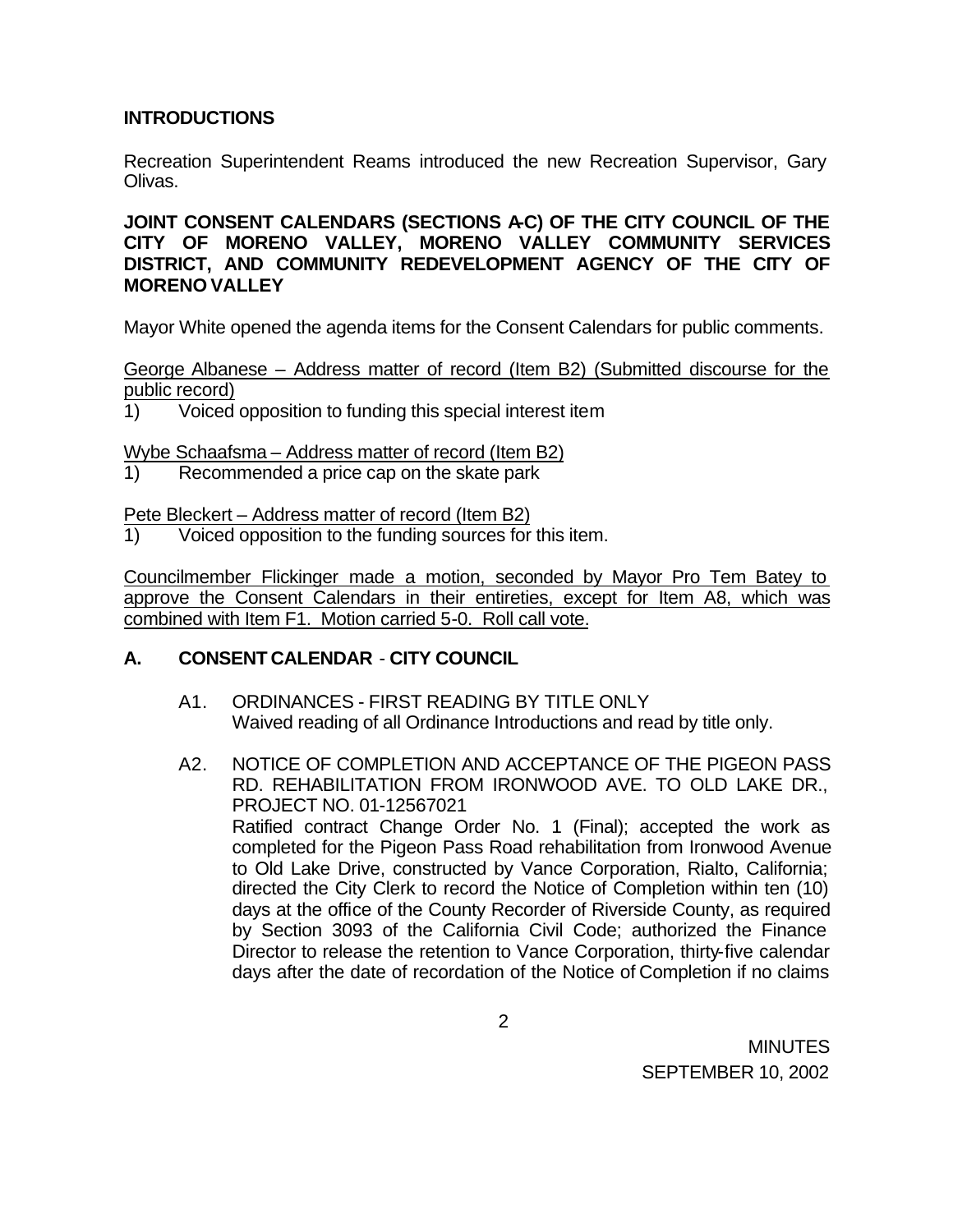**INTRODUCTIONS**

Recreation Superintendent Reams introduced the new Recreation Supervisor, Gary Olivas.

**JOINT CONSENT CALENDARS (SECTIONS A-C) OF THE CITY COUNCIL OF THE CITY OF MORENO VALLEY, MORENO VALLEY COMMUNITY SERVICES DISTRICT, AND COMMUNITY REDEVELOPMENT AGENCY OF THE CITY OF MORENO VALLEY**

Mayor White opened the agenda items for the Consent Calendars for public comments.

<u>George Albanese – Address matter of record (Item B2) (Submitted discourse for the public record)</u>

1) Voiced opposition to funding this special interest item

<u>Wybe Schaafsma – Address matter of record (Item B2)</u>

1) Recommended a price cap on the skate park

<u>Pete Bleckert – Address matter of record (Item B2)</u>

1) Voiced opposition to the funding sources for this item.

<u>Councilmember Flickinger made a motion, seconded by Mayor Pro Tem Batey to approve the Consent Calendars in their entireties, except for Item A8, which was combined with Item F1. Motion carried 5-0. Roll call vote.</u>

## A. CONSENT CALENDAR - CITY COUNCIL

A1. ORDINANCES - FIRST READING BY TITLE ONLY
Waived reading of all Ordinance Introductions and read by title only.

A2. NOTICE OF COMPLETION AND ACCEPTANCE OF THE PIGEON PASS RD. REHABILITATION FROM IRONWOOD AVE. TO OLD LAKE DR., PROJECT NO. 01-12567021
Ratified contract Change Order No. 1 (Final); accepted the work as completed for the Pigeon Pass Road rehabilitation from Ironwood Avenue to Old Lake Drive, constructed by Vance Corporation, Rialto, California; directed the City Clerk to record the Notice of Completion within ten (10) days at the office of the County Recorder of Riverside County, as required by Section 3093 of the California Civil Code; authorized the Finance Director to release the retention to Vance Corporation, thirty-five calendar days after the date of recordation of the Notice of Completion if no claims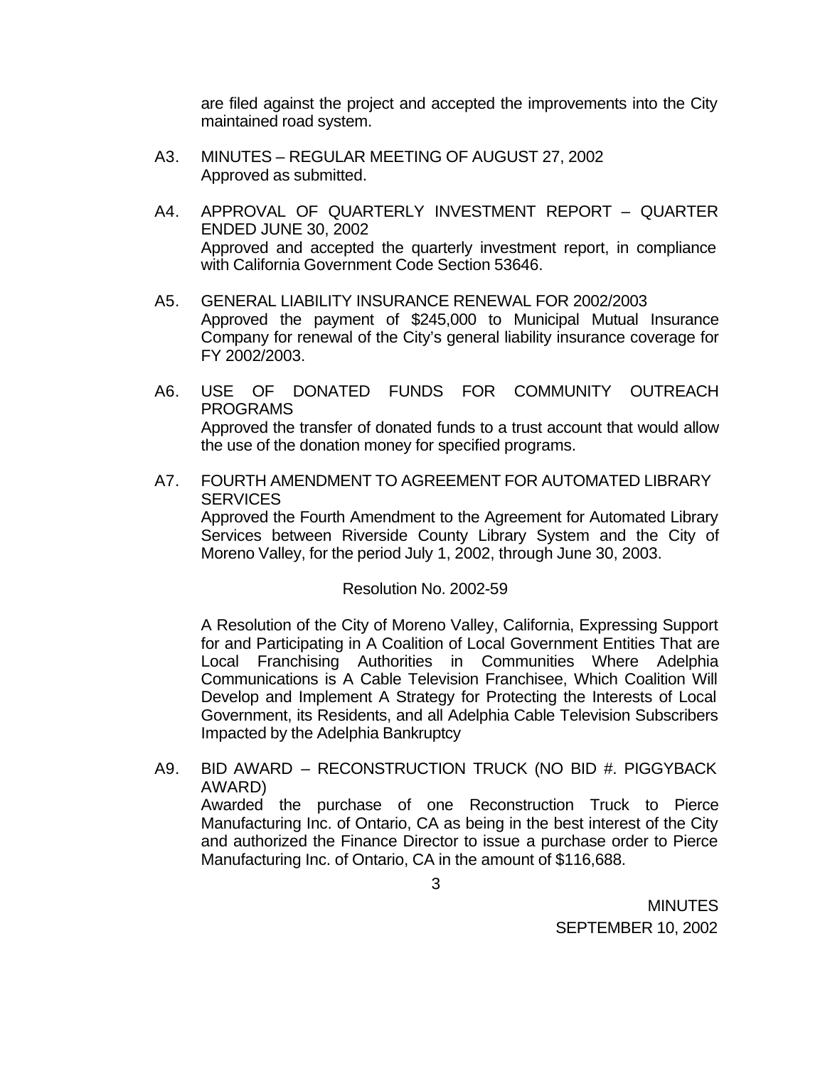are filed against the project and accepted the improvements into the City maintained road system.

A3. MINUTES – REGULAR MEETING OF AUGUST 27, 2002
Approved as submitted.

A4. APPROVAL OF QUARTERLY INVESTMENT REPORT – QUARTER ENDED JUNE 30, 2002
Approved and accepted the quarterly investment report, in compliance with California Government Code Section 53646.

A5. GENERAL LIABILITY INSURANCE RENEWAL FOR 2002/2003
Approved the payment of $245,000 to Municipal Mutual Insurance Company for renewal of the City's general liability insurance coverage for FY 2002/2003.

A6. USE OF DONATED FUNDS FOR COMMUNITY OUTREACH PROGRAMS
Approved the transfer of donated funds to a trust account that would allow the use of the donation money for specified programs.

A7. FOURTH AMENDMENT TO AGREEMENT FOR AUTOMATED LIBRARY SERVICES
Approved the Fourth Amendment to the Agreement for Automated Library Services between Riverside County Library System and the City of Moreno Valley, for the period July 1, 2002, through June 30, 2003.

Resolution No. 2002-59

A Resolution of the City of Moreno Valley, California, Expressing Support for and Participating in A Coalition of Local Government Entities That are Local Franchising Authorities in Communities Where Adelphia Communications is A Cable Television Franchisee, Which Coalition Will Develop and Implement A Strategy for Protecting the Interests of Local Government, its Residents, and all Adelphia Cable Television Subscribers Impacted by the Adelphia Bankruptcy

A9. BID AWARD – RECONSTRUCTION TRUCK (NO BID #. PIGGYBACK AWARD)
Awarded the purchase of one Reconstruction Truck to Pierce Manufacturing Inc. of Ontario, CA as being in the best interest of the City and authorized the Finance Director to issue a purchase order to Pierce Manufacturing Inc. of Ontario, CA in the amount of $116,688.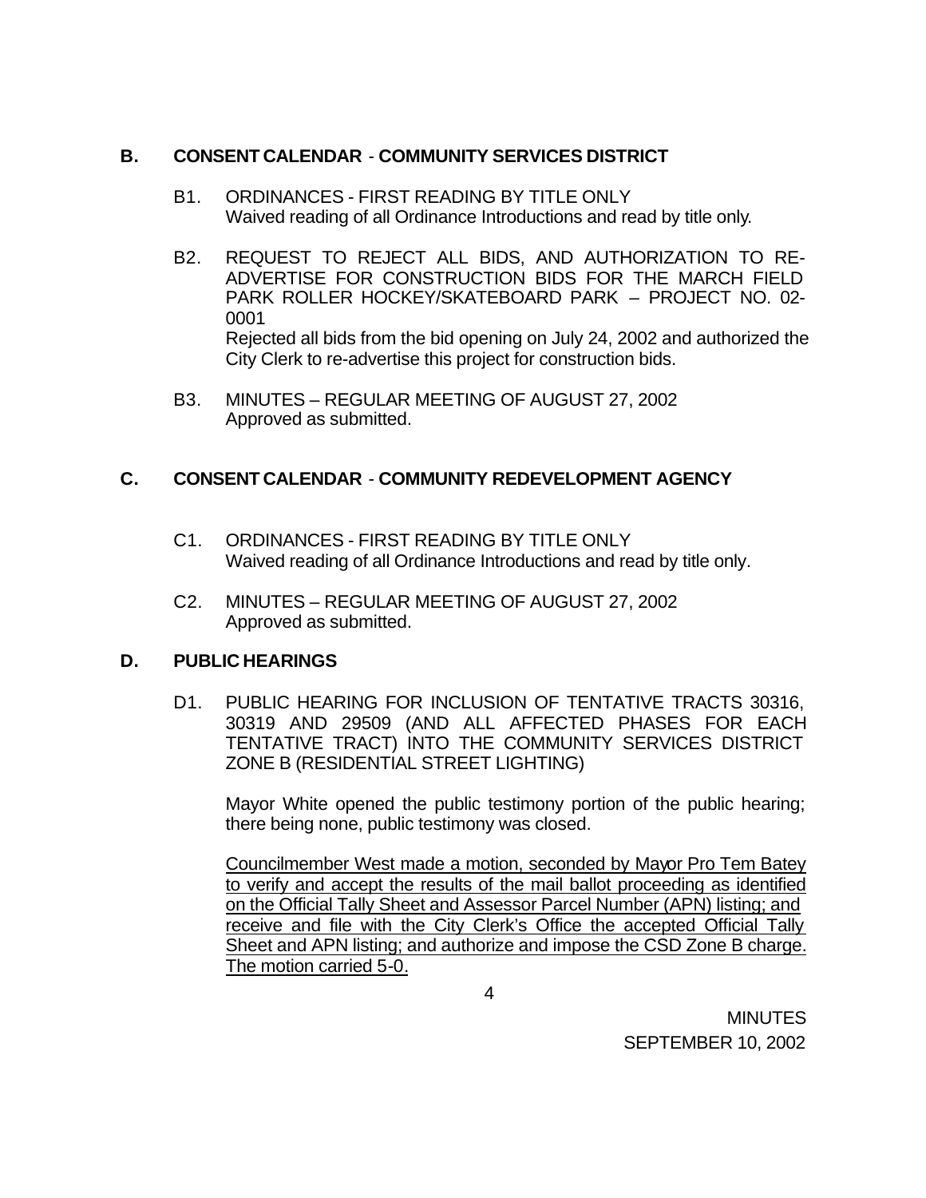## B. CONSENT CALENDAR - COMMUNITY SERVICES DISTRICT

B1. ORDINANCES - FIRST READING BY TITLE ONLY
Waived reading of all Ordinance Introductions and read by title only.

B2. REQUEST TO REJECT ALL BIDS, AND AUTHORIZATION TO RE-ADVERTISE FOR CONSTRUCTION BIDS FOR THE MARCH FIELD PARK ROLLER HOCKEY/SKATEBOARD PARK – PROJECT NO. 02-0001
Rejected all bids from the bid opening on July 24, 2002 and authorized the City Clerk to re-advertise this project for construction bids.

B3. MINUTES – REGULAR MEETING OF AUGUST 27, 2002
Approved as submitted.

## C. CONSENT CALENDAR - COMMUNITY REDEVELOPMENT AGENCY

C1. ORDINANCES - FIRST READING BY TITLE ONLY
Waived reading of all Ordinance Introductions and read by title only.

C2. MINUTES – REGULAR MEETING OF AUGUST 27, 2002
Approved as submitted.

## D. PUBLIC HEARINGS

D1. PUBLIC HEARING FOR INCLUSION OF TENTATIVE TRACTS 30316, 30319 AND 29509 (AND ALL AFFECTED PHASES FOR EACH TENTATIVE TRACT) INTO THE COMMUNITY SERVICES DISTRICT ZONE B (RESIDENTIAL STREET LIGHTING)

Mayor White opened the public testimony portion of the public hearing; there being none, public testimony was closed.

<u>Councilmember West made a motion, seconded by Mayor Pro Tem Batey to verify and accept the results of the mail ballot proceeding as identified on the Official Tally Sheet and Assessor Parcel Number (APN) listing; and receive and file with the City Clerk's Office the accepted Official Tally Sheet and APN listing; and authorize and impose the CSD Zone B charge. The motion carried 5-0.</u>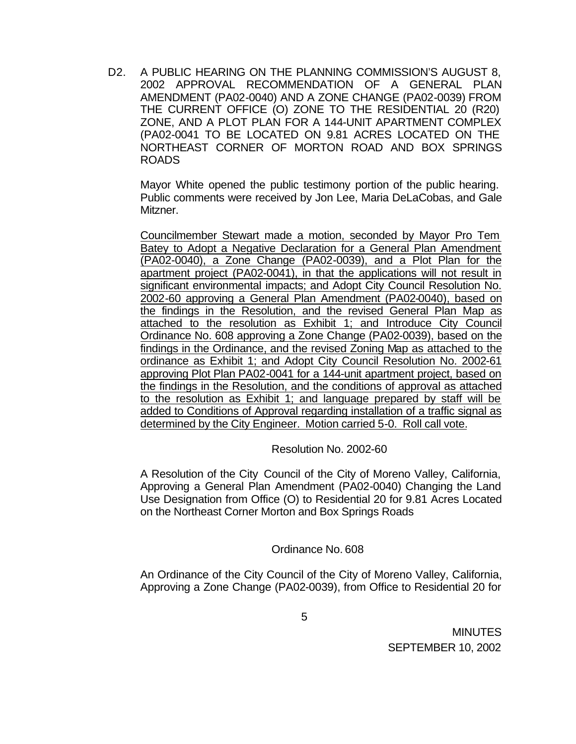D2. A PUBLIC HEARING ON THE PLANNING COMMISSION'S AUGUST 8, 2002 APPROVAL RECOMMENDATION OF A GENERAL PLAN AMENDMENT (PA02-0040) AND A ZONE CHANGE (PA02-0039) FROM THE CURRENT OFFICE (O) ZONE TO THE RESIDENTIAL 20 (R20) ZONE, AND A PLOT PLAN FOR A 144-UNIT APARTMENT COMPLEX (PA02-0041 TO BE LOCATED ON 9.81 ACRES LOCATED ON THE NORTHEAST CORNER OF MORTON ROAD AND BOX SPRINGS ROADS

Mayor White opened the public testimony portion of the public hearing. Public comments were received by Jon Lee, Maria DeLaCobas, and Gale Mitzner.

<u>Councilmember Stewart made a motion, seconded by Mayor Pro Tem Batey to Adopt a Negative Declaration for a General Plan Amendment (PA02-0040), a Zone Change (PA02-0039), and a Plot Plan for the apartment project (PA02-0041), in that the applications will not result in significant environmental impacts; and Adopt City Council Resolution No. 2002-60 approving a General Plan Amendment (PA02-0040), based on the findings in the Resolution, and the revised General Plan Map as attached to the resolution as Exhibit 1; and Introduce City Council Ordinance No. 608 approving a Zone Change (PA02-0039), based on the findings in the Ordinance, and the revised Zoning Map as attached to the ordinance as Exhibit 1; and Adopt City Council Resolution No. 2002-61 approving Plot Plan PA02-0041 for a 144-unit apartment project, based on the findings in the Resolution, and the conditions of approval as attached to the resolution as Exhibit 1; and language prepared by staff will be added to Conditions of Approval regarding installation of a traffic signal as determined by the City Engineer. Motion carried 5-0. Roll call vote.</u>

Resolution No. 2002-60

A Resolution of the City Council of the City of Moreno Valley, California, Approving a General Plan Amendment (PA02-0040) Changing the Land Use Designation from Office (O) to Residential 20 for 9.81 Acres Located on the Northeast Corner Morton and Box Springs Roads

Ordinance No. 608

An Ordinance of the City Council of the City of Moreno Valley, California, Approving a Zone Change (PA02-0039), from Office to Residential 20 for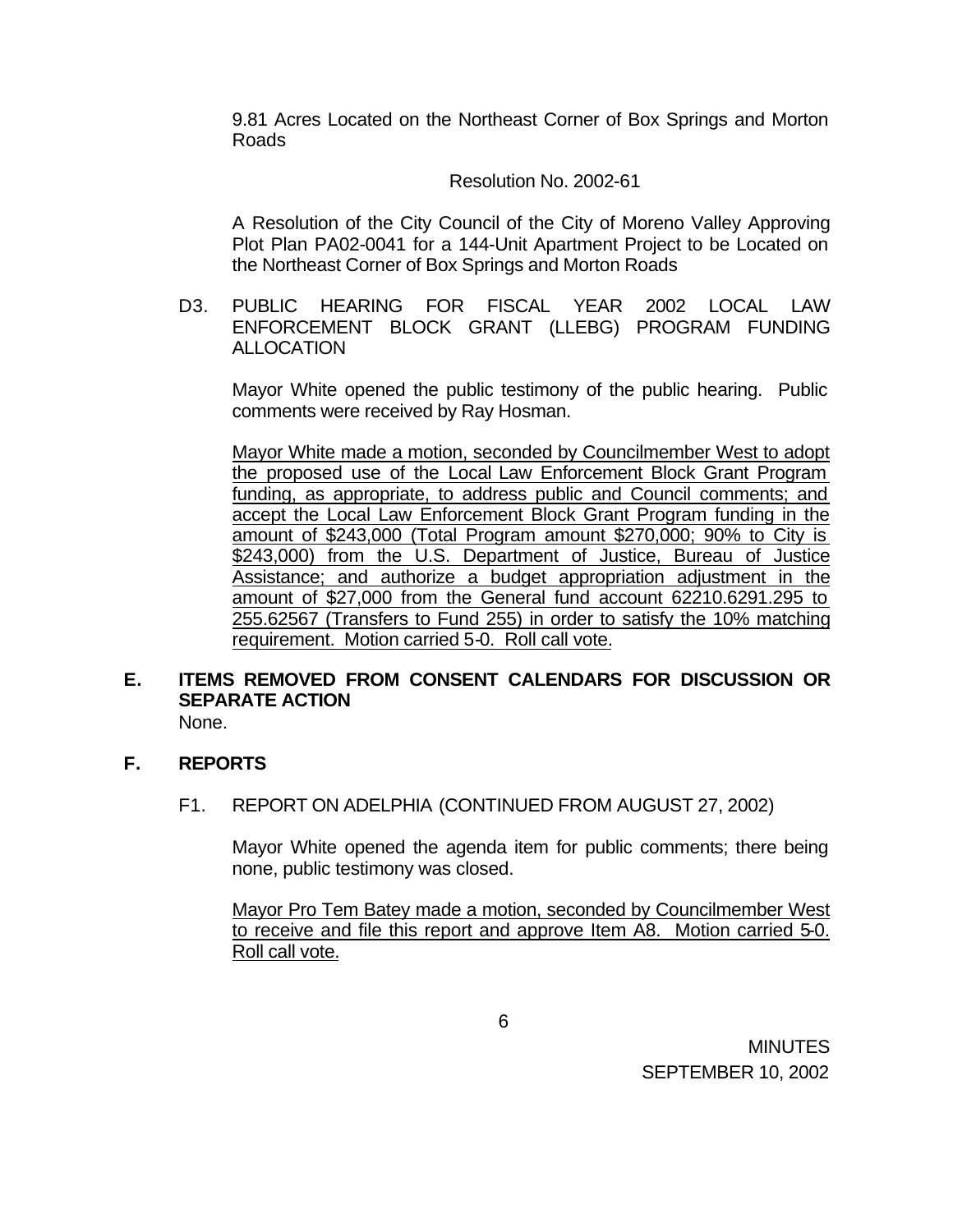9.81 Acres Located on the Northeast Corner of Box Springs and Morton Roads

Resolution No. 2002-61

A Resolution of the City Council of the City of Moreno Valley Approving Plot Plan PA02-0041 for a 144-Unit Apartment Project to be Located on the Northeast Corner of Box Springs and Morton Roads

D3. PUBLIC HEARING FOR FISCAL YEAR 2002 LOCAL LAW ENFORCEMENT BLOCK GRANT (LLEBG) PROGRAM FUNDING ALLOCATION

Mayor White opened the public testimony of the public hearing. Public comments were received by Ray Hosman.

Mayor White made a motion, seconded by Councilmember West to adopt the proposed use of the Local Law Enforcement Block Grant Program funding, as appropriate, to address public and Council comments; and accept the Local Law Enforcement Block Grant Program funding in the amount of $243,000 (Total Program amount $270,000; 90% to City is $243,000) from the U.S. Department of Justice, Bureau of Justice Assistance; and authorize a budget appropriation adjustment in the amount of $27,000 from the General fund account 62210.6291.295 to 255.62567 (Transfers to Fund 255) in order to satisfy the 10% matching requirement. Motion carried 5-0. Roll call vote.

## E. ITEMS REMOVED FROM CONSENT CALENDARS FOR DISCUSSION OR SEPARATE ACTION

None.

## F. REPORTS

F1. REPORT ON ADELPHIA (CONTINUED FROM AUGUST 27, 2002)

Mayor White opened the agenda item for public comments; there being none, public testimony was closed.

Mayor Pro Tem Batey made a motion, seconded by Councilmember West to receive and file this report and approve Item A8. Motion carried 5-0. Roll call vote.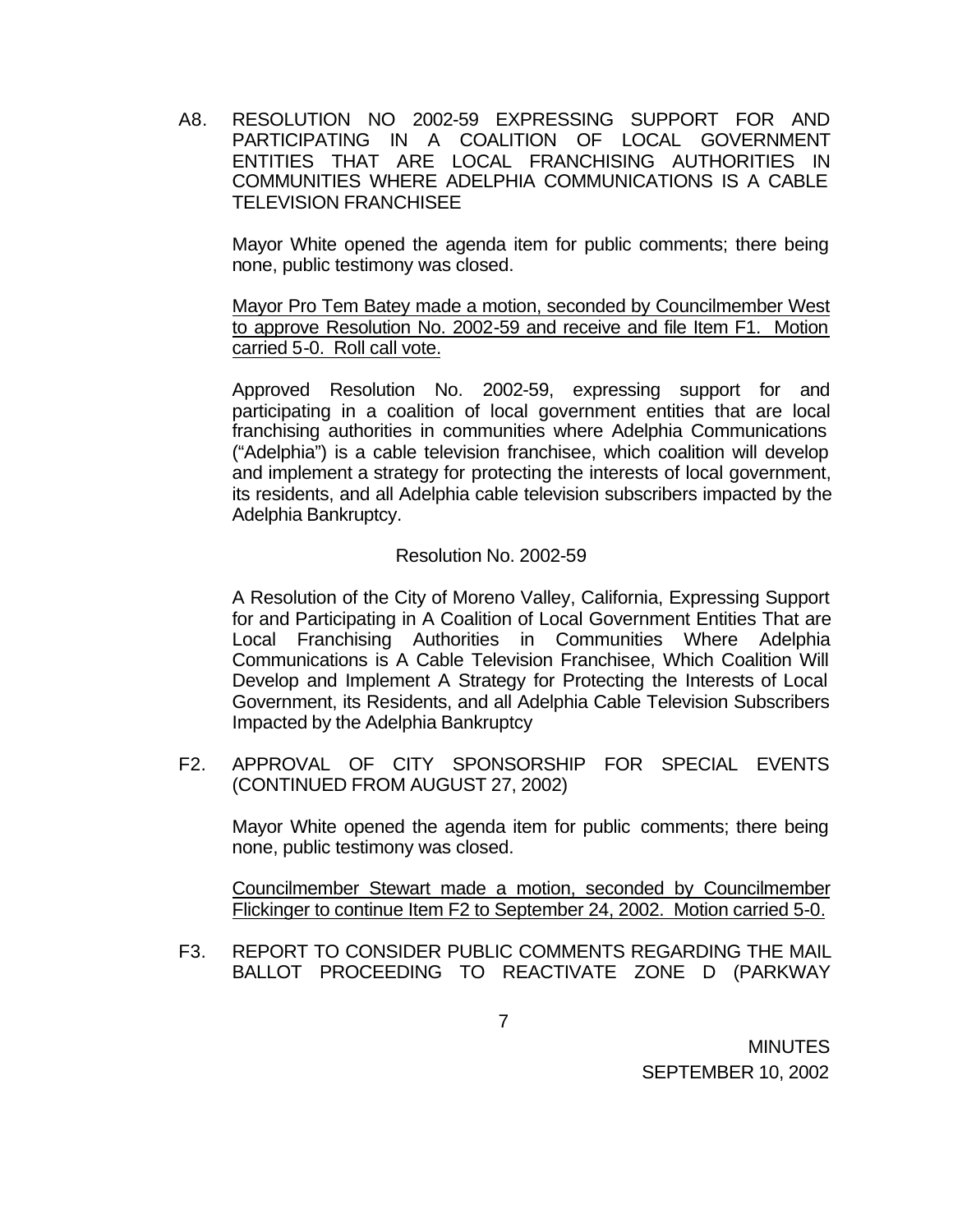A8. RESOLUTION NO 2002-59 EXPRESSING SUPPORT FOR AND PARTICIPATING IN A COALITION OF LOCAL GOVERNMENT ENTITIES THAT ARE LOCAL FRANCHISING AUTHORITIES IN COMMUNITIES WHERE ADELPHIA COMMUNICATIONS IS A CABLE TELEVISION FRANCHISEE

Mayor White opened the agenda item for public comments; there being none, public testimony was closed.

<u>Mayor Pro Tem Batey made a motion, seconded by Councilmember West to approve Resolution No. 2002-59 and receive and file Item F1. Motion carried 5-0. Roll call vote.</u>

Approved Resolution No. 2002-59, expressing support for and participating in a coalition of local government entities that are local franchising authorities in communities where Adelphia Communications ("Adelphia") is a cable television franchisee, which coalition will develop and implement a strategy for protecting the interests of local government, its residents, and all Adelphia cable television subscribers impacted by the Adelphia Bankruptcy.

Resolution No. 2002-59

A Resolution of the City of Moreno Valley, California, Expressing Support for and Participating in A Coalition of Local Government Entities That are Local Franchising Authorities in Communities Where Adelphia Communications is A Cable Television Franchisee, Which Coalition Will Develop and Implement A Strategy for Protecting the Interests of Local Government, its Residents, and all Adelphia Cable Television Subscribers Impacted by the Adelphia Bankruptcy

F2. APPROVAL OF CITY SPONSORSHIP FOR SPECIAL EVENTS (CONTINUED FROM AUGUST 27, 2002)

Mayor White opened the agenda item for public comments; there being none, public testimony was closed.

<u>Councilmember Stewart made a motion, seconded by Councilmember Flickinger to continue Item F2 to September 24, 2002. Motion carried 5-0.</u>

F3. REPORT TO CONSIDER PUBLIC COMMENTS REGARDING THE MAIL BALLOT PROCEEDING TO REACTIVATE ZONE D (PARKWAY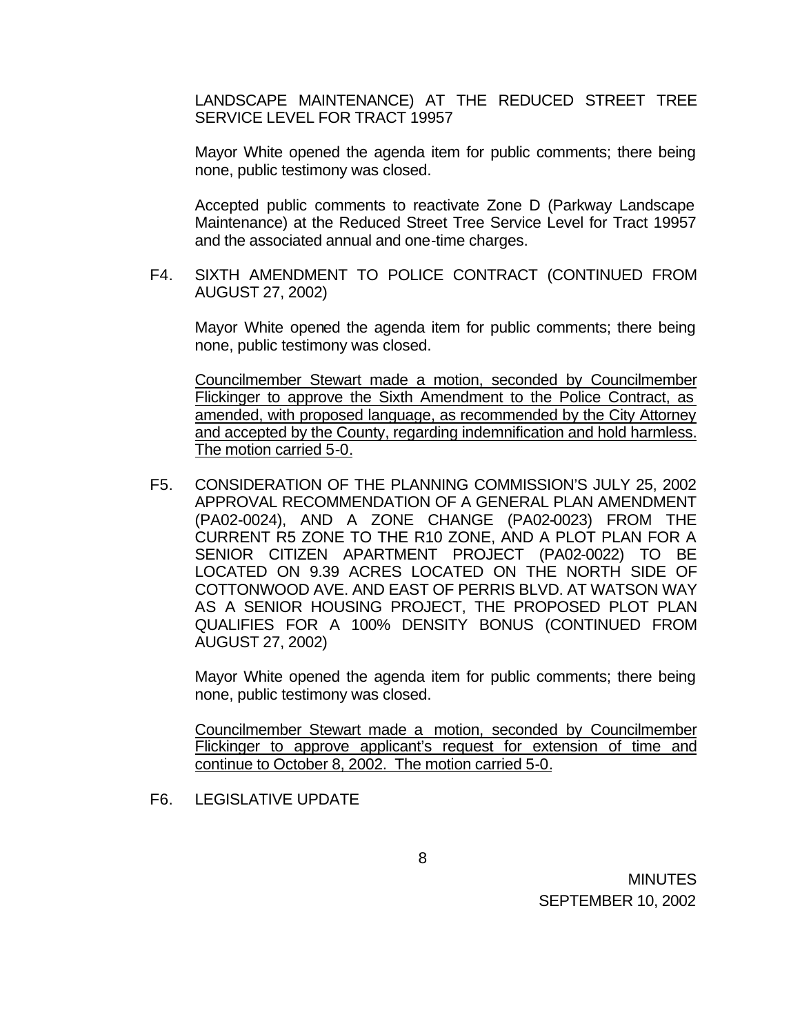LANDSCAPE MAINTENANCE) AT THE REDUCED STREET TREE SERVICE LEVEL FOR TRACT 19957

Mayor White opened the agenda item for public comments; there being none, public testimony was closed.

Accepted public comments to reactivate Zone D (Parkway Landscape Maintenance) at the Reduced Street Tree Service Level for Tract 19957 and the associated annual and one-time charges.

F4. SIXTH AMENDMENT TO POLICE CONTRACT (CONTINUED FROM AUGUST 27, 2002)

Mayor White opened the agenda item for public comments; there being none, public testimony was closed.

<u>Councilmember Stewart made a motion, seconded by Councilmember Flickinger to approve the Sixth Amendment to the Police Contract, as amended, with proposed language, as recommended by the City Attorney and accepted by the County, regarding indemnification and hold harmless. The motion carried 5-0.</u>

F5. CONSIDERATION OF THE PLANNING COMMISSION'S JULY 25, 2002 APPROVAL RECOMMENDATION OF A GENERAL PLAN AMENDMENT (PA02-0024), AND A ZONE CHANGE (PA02-0023) FROM THE CURRENT R5 ZONE TO THE R10 ZONE, AND A PLOT PLAN FOR A SENIOR CITIZEN APARTMENT PROJECT (PA02-0022) TO BE LOCATED ON 9.39 ACRES LOCATED ON THE NORTH SIDE OF COTTONWOOD AVE. AND EAST OF PERRIS BLVD. AT WATSON WAY AS A SENIOR HOUSING PROJECT, THE PROPOSED PLOT PLAN QUALIFIES FOR A 100% DENSITY BONUS (CONTINUED FROM AUGUST 27, 2002)

Mayor White opened the agenda item for public comments; there being none, public testimony was closed.

<u>Councilmember Stewart made a motion, seconded by Councilmember Flickinger to approve applicant's request for extension of time and continue to October 8, 2002. The motion carried 5-0.</u>

F6. LEGISLATIVE UPDATE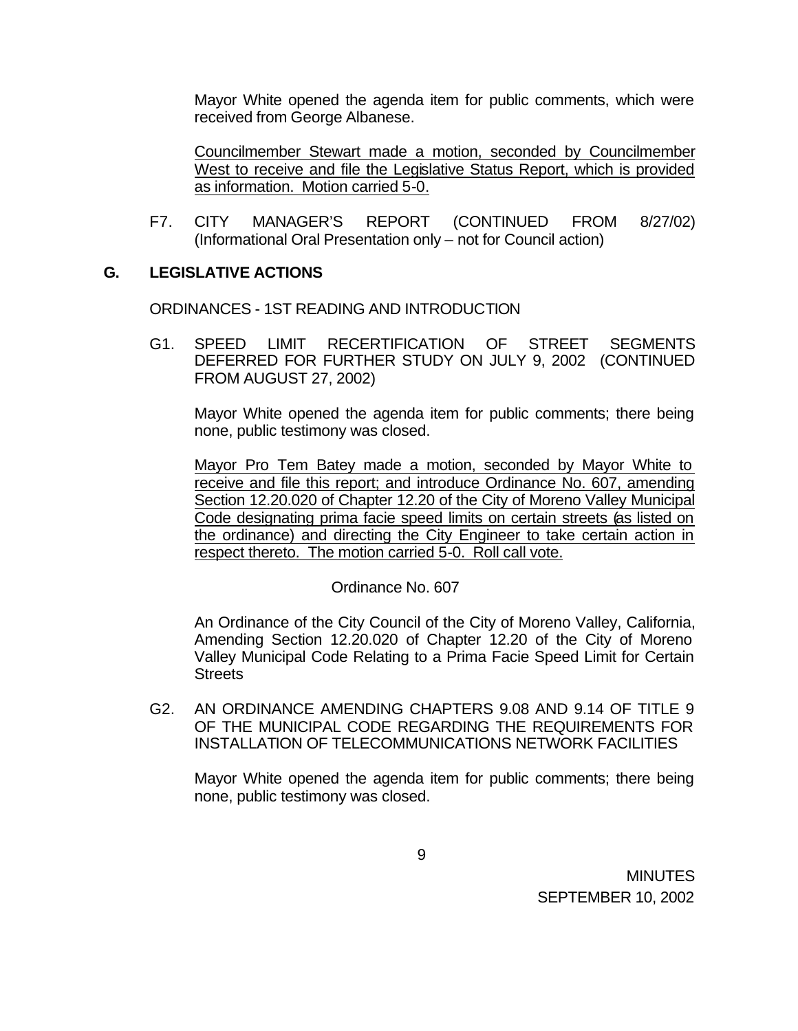Mayor White opened the agenda item for public comments, which were received from George Albanese.

Councilmember Stewart made a motion, seconded by Councilmember West to receive and file the Legislative Status Report, which is provided as information. Motion carried 5-0.

F7. CITY MANAGER'S REPORT (CONTINUED FROM 8/27/02) (Informational Oral Presentation only – not for Council action)

## G. LEGISLATIVE ACTIONS

ORDINANCES - 1ST READING AND INTRODUCTION

G1. SPEED LIMIT RECERTIFICATION OF STREET SEGMENTS DEFERRED FOR FURTHER STUDY ON JULY 9, 2002 (CONTINUED FROM AUGUST 27, 2002)

Mayor White opened the agenda item for public comments; there being none, public testimony was closed.

Mayor Pro Tem Batey made a motion, seconded by Mayor White to receive and file this report; and introduce Ordinance No. 607, amending Section 12.20.020 of Chapter 12.20 of the City of Moreno Valley Municipal Code designating prima facie speed limits on certain streets (as listed on the ordinance) and directing the City Engineer to take certain action in respect thereto. The motion carried 5-0. Roll call vote.

Ordinance No. 607

An Ordinance of the City Council of the City of Moreno Valley, California, Amending Section 12.20.020 of Chapter 12.20 of the City of Moreno Valley Municipal Code Relating to a Prima Facie Speed Limit for Certain Streets

G2. AN ORDINANCE AMENDING CHAPTERS 9.08 AND 9.14 OF TITLE 9 OF THE MUNICIPAL CODE REGARDING THE REQUIREMENTS FOR INSTALLATION OF TELECOMMUNICATIONS NETWORK FACILITIES

Mayor White opened the agenda item for public comments; there being none, public testimony was closed.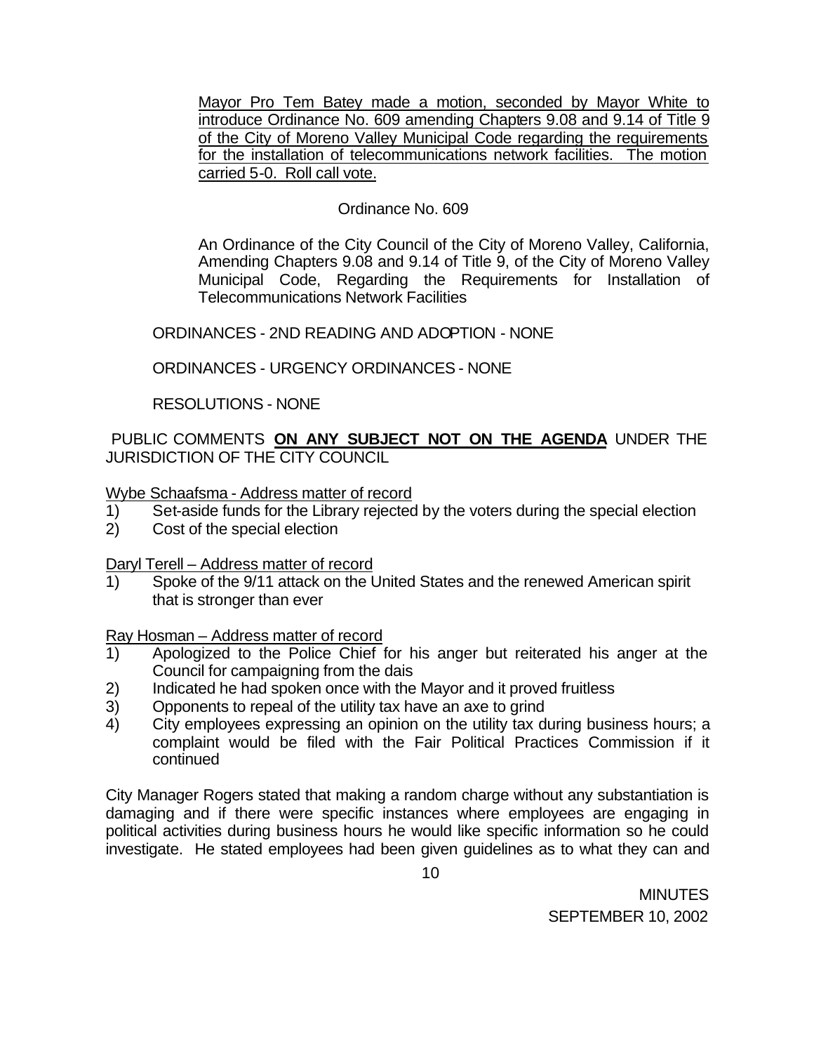Mayor Pro Tem Batey made a motion, seconded by Mayor White to introduce Ordinance No. 609 amending Chapters 9.08 and 9.14 of Title 9 of the City of Moreno Valley Municipal Code regarding the requirements for the installation of telecommunications network facilities. The motion carried 5-0. Roll call vote.

Ordinance No. 609

An Ordinance of the City Council of the City of Moreno Valley, California, Amending Chapters 9.08 and 9.14 of Title 9, of the City of Moreno Valley Municipal Code, Regarding the Requirements for Installation of Telecommunications Network Facilities

ORDINANCES - 2ND READING AND ADOPTION - NONE

ORDINANCES - URGENCY ORDINANCES - NONE

RESOLUTIONS - NONE

PUBLIC COMMENTS **ON ANY SUBJECT NOT ON THE AGENDA** UNDER THE JURISDICTION OF THE CITY COUNCIL

Wybe Schaafsma - Address matter of record

1) Set-aside funds for the Library rejected by the voters during the special election
2) Cost of the special election

Daryl Terell – Address matter of record

1) Spoke of the 9/11 attack on the United States and the renewed American spirit that is stronger than ever

Ray Hosman – Address matter of record

1) Apologized to the Police Chief for his anger but reiterated his anger at the Council for campaigning from the dais
2) Indicated he had spoken once with the Mayor and it proved fruitless
3) Opponents to repeal of the utility tax have an axe to grind
4) City employees expressing an opinion on the utility tax during business hours; a complaint would be filed with the Fair Political Practices Commission if it continued

City Manager Rogers stated that making a random charge without any substantiation is damaging and if there were specific instances where employees are engaging in political activities during business hours he would like specific information so he could investigate. He stated employees had been given guidelines as to what they can and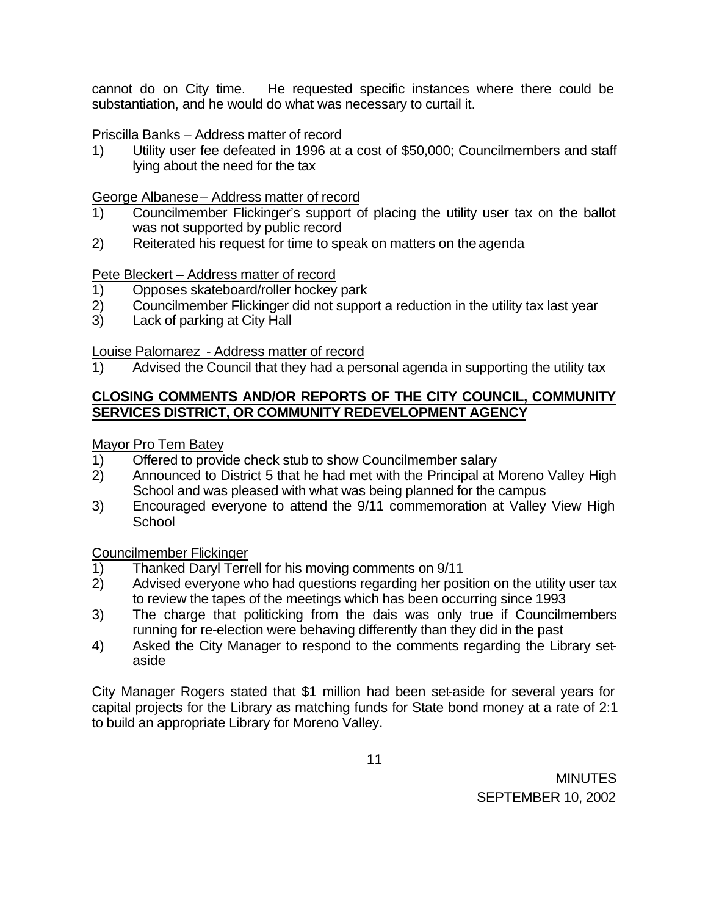cannot do on City time. He requested specific instances where there could be substantiation, and he would do what was necessary to curtail it.

Priscilla Banks – Address matter of record

1) Utility user fee defeated in 1996 at a cost of $50,000; Councilmembers and staff lying about the need for the tax

George Albanese – Address matter of record

1) Councilmember Flickinger's support of placing the utility user tax on the ballot was not supported by public record
2) Reiterated his request for time to speak on matters on the agenda

Pete Bleckert – Address matter of record

1) Opposes skateboard/roller hockey park
2) Councilmember Flickinger did not support a reduction in the utility tax last year
3) Lack of parking at City Hall

Louise Palomarez - Address matter of record

1) Advised the Council that they had a personal agenda in supporting the utility tax

**CLOSING COMMENTS AND/OR REPORTS OF THE CITY COUNCIL, COMMUNITY SERVICES DISTRICT, OR COMMUNITY REDEVELOPMENT AGENCY**

Mayor Pro Tem Batey

1) Offered to provide check stub to show Councilmember salary
2) Announced to District 5 that he had met with the Principal at Moreno Valley High School and was pleased with what was being planned for the campus
3) Encouraged everyone to attend the 9/11 commemoration at Valley View High School

Councilmember Flickinger

1) Thanked Daryl Terrell for his moving comments on 9/11
2) Advised everyone who had questions regarding her position on the utility user tax to review the tapes of the meetings which has been occurring since 1993
3) The charge that politicking from the dais was only true if Councilmembers running for re-election were behaving differently than they did in the past
4) Asked the City Manager to respond to the comments regarding the Library set-aside

City Manager Rogers stated that $1 million had been set-aside for several years for capital projects for the Library as matching funds for State bond money at a rate of 2:1 to build an appropriate Library for Moreno Valley.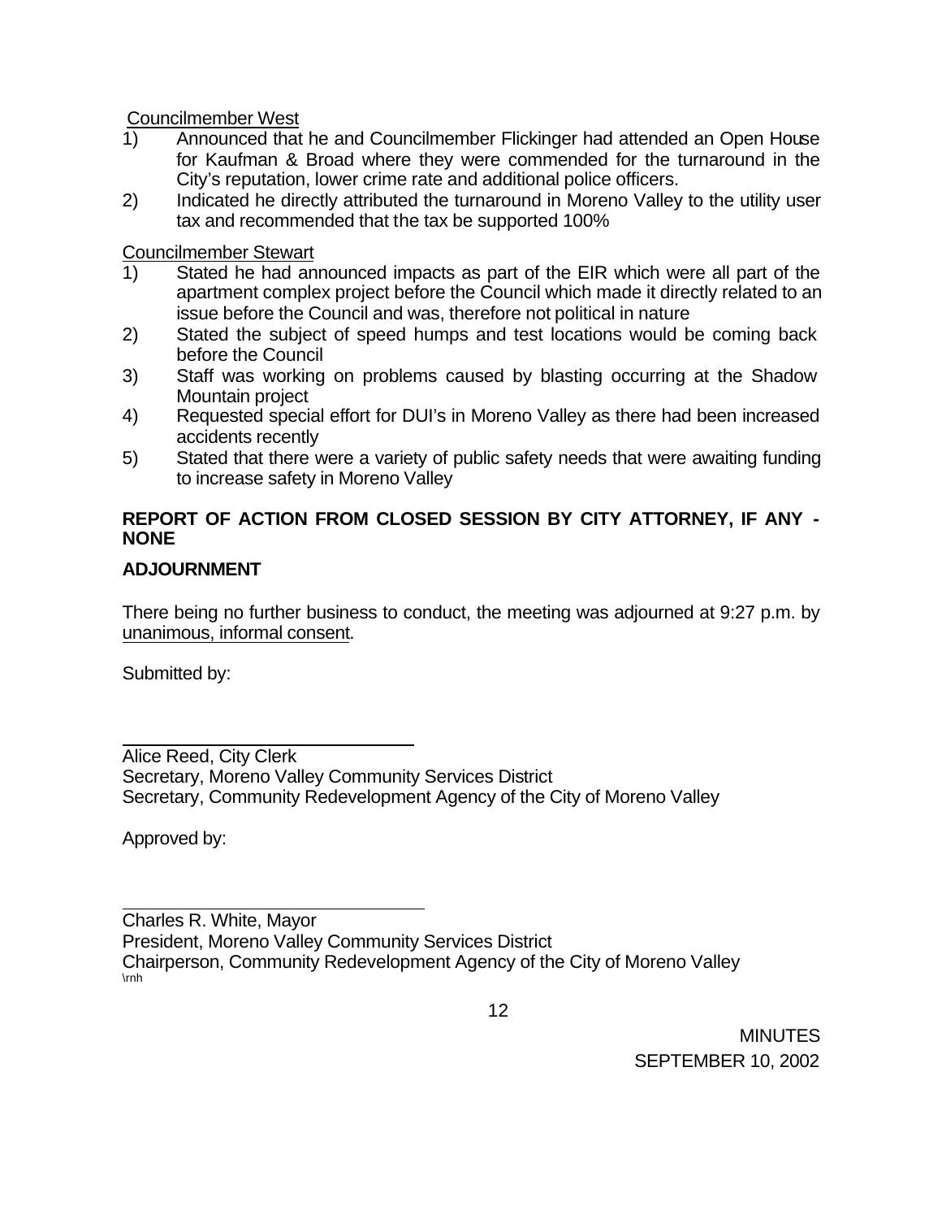Councilmember West

1) Announced that he and Councilmember Flickinger had attended an Open House for Kaufman & Broad where they were commended for the turnaround in the City's reputation, lower crime rate and additional police officers.
2) Indicated he directly attributed the turnaround in Moreno Valley to the utility user tax and recommended that the tax be supported 100%

Councilmember Stewart

1) Stated he had announced impacts as part of the EIR which were all part of the apartment complex project before the Council which made it directly related to an issue before the Council and was, therefore not political in nature
2) Stated the subject of speed humps and test locations would be coming back before the Council
3) Staff was working on problems caused by blasting occurring at the Shadow Mountain project
4) Requested special effort for DUI's in Moreno Valley as there had been increased accidents recently
5) Stated that there were a variety of public safety needs that were awaiting funding to increase safety in Moreno Valley

**REPORT OF ACTION FROM CLOSED SESSION BY CITY ATTORNEY, IF ANY - NONE**

**ADJOURNMENT**

There being no further business to conduct, the meeting was adjourned at 9:27 p.m. by unanimous, informal consent.

Submitted by:

Alice Reed, City Clerk
Secretary, Moreno Valley Community Services District
Secretary, Community Redevelopment Agency of the City of Moreno Valley

Approved by:

Charles R. White, Mayor
President, Moreno Valley Community Services District
Chairperson, Community Redevelopment Agency of the City of Moreno Valley
\rnh